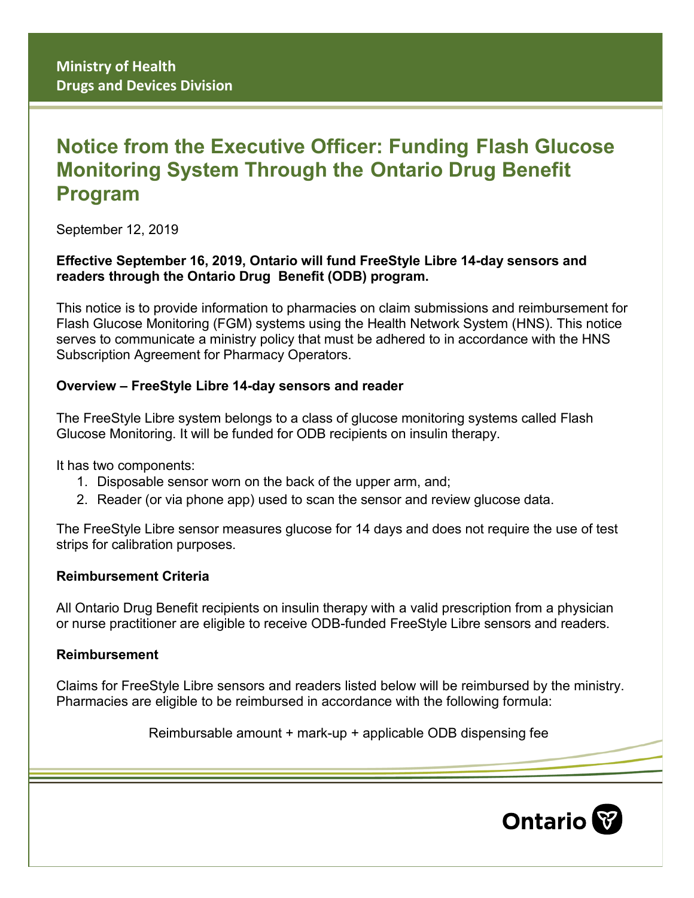**Ministry of Health**
**Drugs and Devices Division**

# Notice from the Executive Officer: Funding Flash Glucose Monitoring System Through the Ontario Drug Benefit Program

September 12, 2019

**Effective September 16, 2019, Ontario will fund FreeStyle Libre 14-day sensors and readers through the Ontario Drug Benefit (ODB) program.**

This notice is to provide information to pharmacies on claim submissions and reimbursement for Flash Glucose Monitoring (FGM) systems using the Health Network System (HNS). This notice serves to communicate a ministry policy that must be adhered to in accordance with the HNS Subscription Agreement for Pharmacy Operators.

**Overview – FreeStyle Libre 14-day sensors and reader**

The FreeStyle Libre system belongs to a class of glucose monitoring systems called Flash Glucose Monitoring. It will be funded for ODB recipients on insulin therapy.

It has two components:

1. Disposable sensor worn on the back of the upper arm, and;
2. Reader (or via phone app) used to scan the sensor and review glucose data.

The FreeStyle Libre sensor measures glucose for 14 days and does not require the use of test strips for calibration purposes.

**Reimbursement Criteria**

All Ontario Drug Benefit recipients on insulin therapy with a valid prescription from a physician or nurse practitioner are eligible to receive ODB-funded FreeStyle Libre sensors and readers.

**Reimbursement**

Claims for FreeStyle Libre sensors and readers listed below will be reimbursed by the ministry. Pharmacies are eligible to be reimbursed in accordance with the following formula:

Reimbursable amount + mark-up + applicable ODB dispensing fee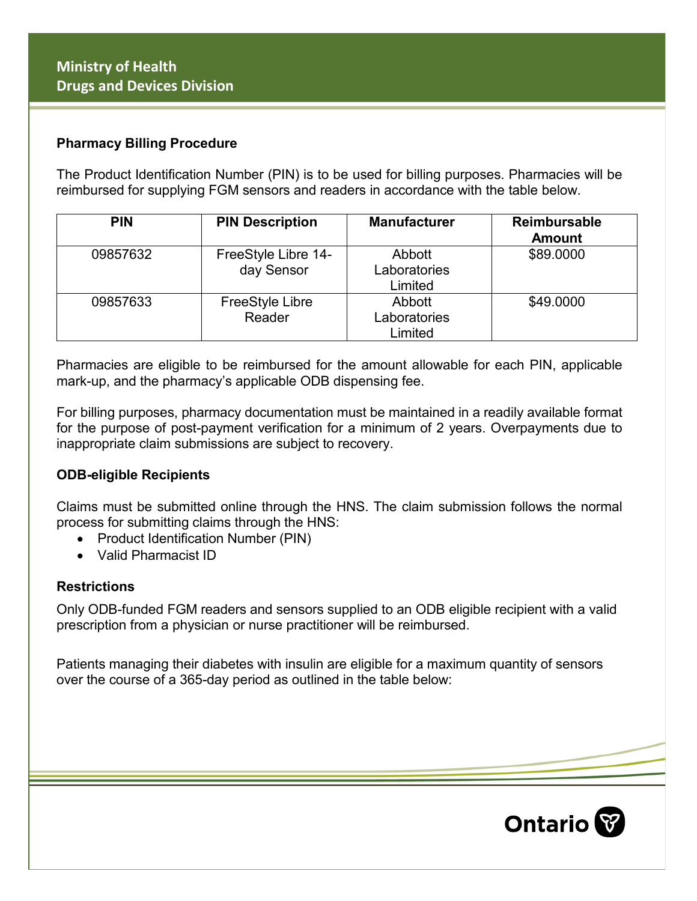### Pharmacy Billing Procedure

The Product Identification Number (PIN) is to be used for billing purposes. Pharmacies will be reimbursed for supplying FGM sensors and readers in accordance with the table below.

| PIN | PIN Description | Manufacturer | Reimbursable Amount |
|---|---|---|---|
| 09857632 | FreeStyle Libre 14-day Sensor | Abbott Laboratories Limited | $89.0000 |
| 09857633 | FreeStyle Libre Reader | Abbott Laboratories Limited | $49.0000 |

Pharmacies are eligible to be reimbursed for the amount allowable for each PIN, applicable mark-up, and the pharmacy's applicable ODB dispensing fee.

For billing purposes, pharmacy documentation must be maintained in a readily available format for the purpose of post-payment verification for a minimum of 2 years. Overpayments due to inappropriate claim submissions are subject to recovery.

### ODB-eligible Recipients

Claims must be submitted online through the HNS. The claim submission follows the normal process for submitting claims through the HNS:

- Product Identification Number (PIN)
- Valid Pharmacist ID

### Restrictions

Only ODB-funded FGM readers and sensors supplied to an ODB eligible recipient with a valid prescription from a physician or nurse practitioner will be reimbursed.

Patients managing their diabetes with insulin are eligible for a maximum quantity of sensors over the course of a 365-day period as outlined in the table below: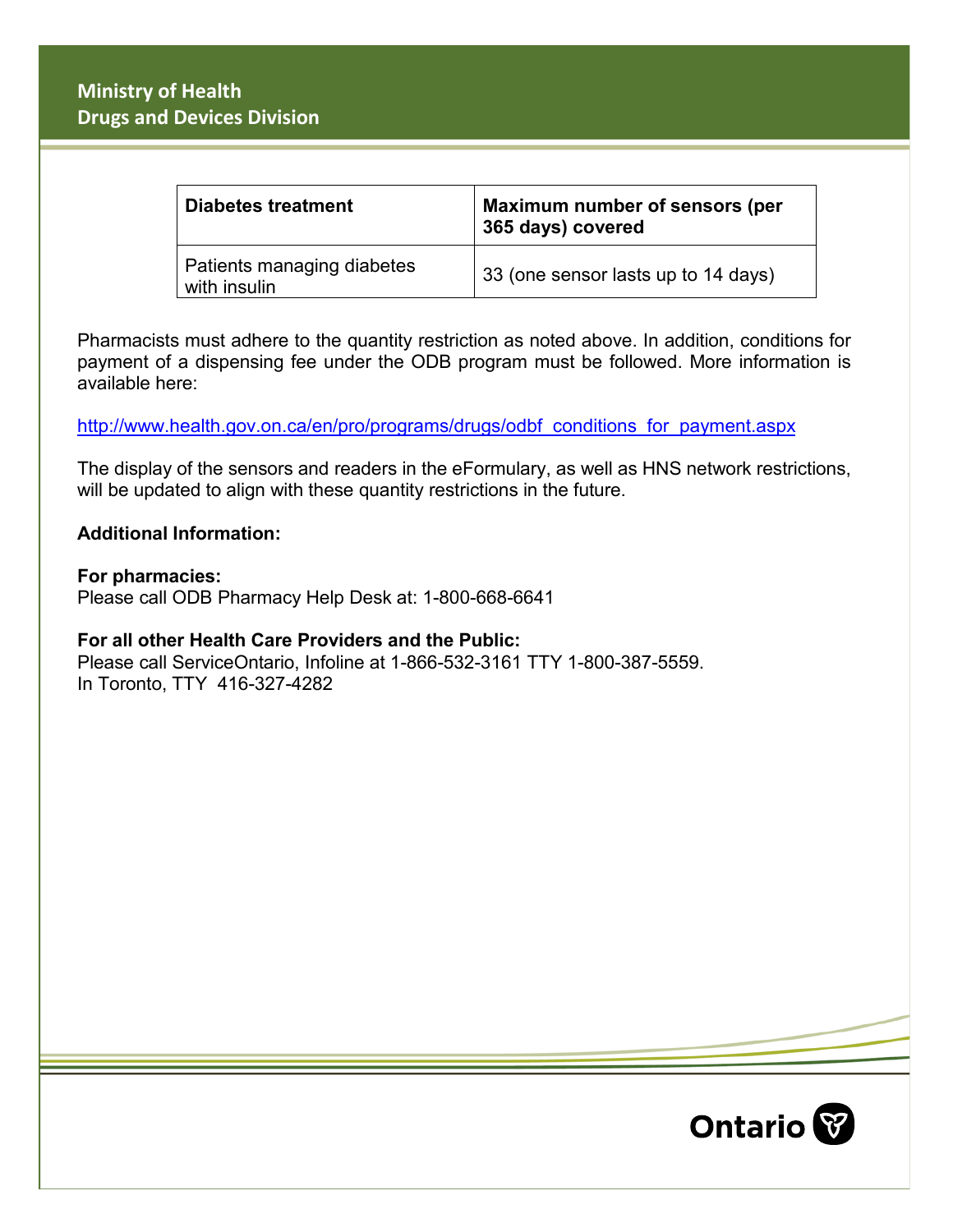| Diabetes treatment | Maximum number of sensors (per 365 days) covered |
| --- | --- |
| Patients managing diabetes with insulin | 33 (one sensor lasts up to 14 days) |

Pharmacists must adhere to the quantity restriction as noted above. In addition, conditions for payment of a dispensing fee under the ODB program must be followed. More information is available here:

http://www.health.gov.on.ca/en/pro/programs/drugs/odbf_conditions_for_payment.aspx

The display of the sensors and readers in the eFormulary, as well as HNS network restrictions, will be updated to align with these quantity restrictions in the future.

**Additional Information:**

**For pharmacies:**
Please call ODB Pharmacy Help Desk at: 1-800-668-6641

**For all other Health Care Providers and the Public:**
Please call ServiceOntario, Infoline at 1-866-532-3161 TTY 1-800-387-5559.
In Toronto, TTY 416-327-4282